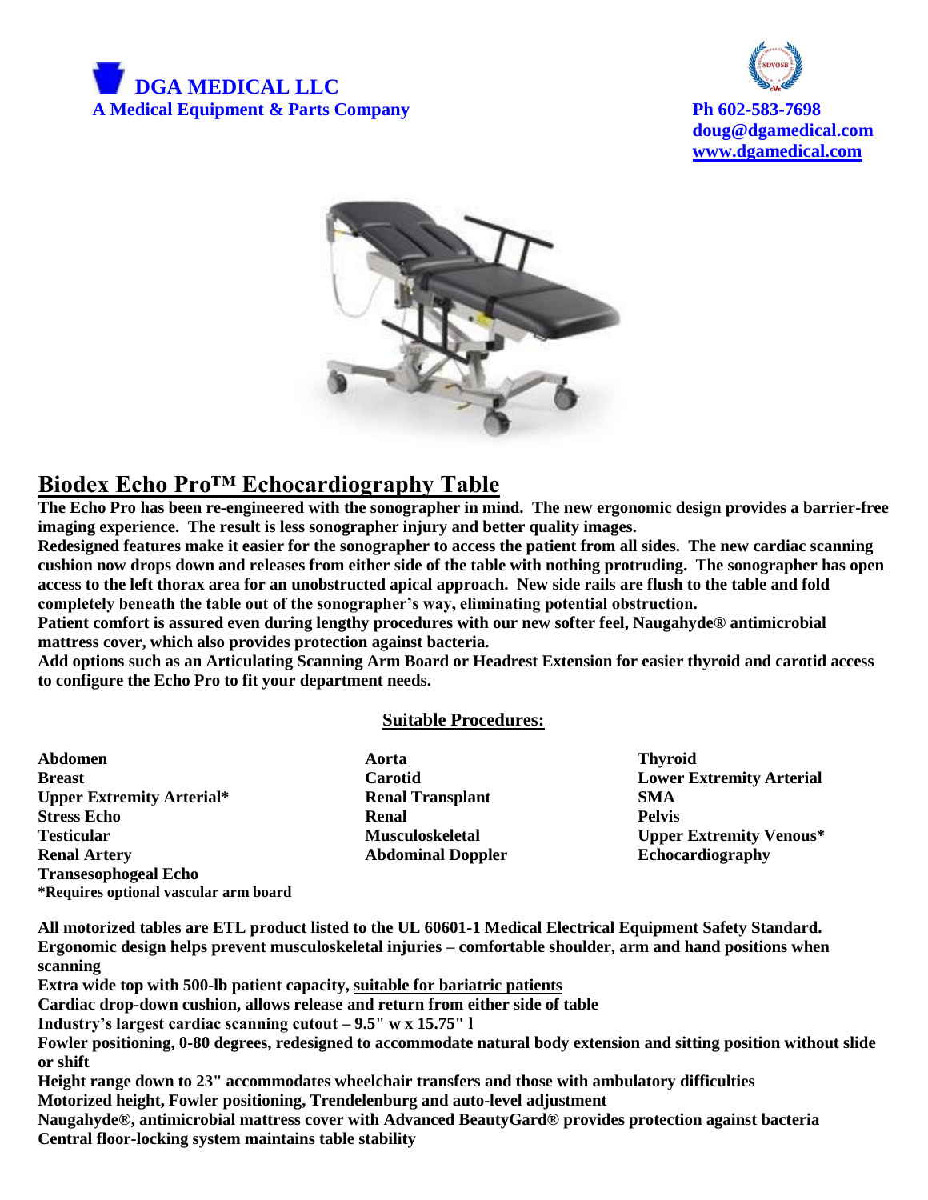# DGA MEDICAL LLC

**A Medical Equipment & Parts Company**

**Ph 602-583-7698**
**doug@dgamedical.com**
**www.dgamedical.com**

## Biodex Echo Pro™ Echocardiography Table

**The Echo Pro has been re-engineered with the sonographer in mind. The new ergonomic design provides a barrier-free imaging experience. The result is less sonographer injury and better quality images.**

**Redesigned features make it easier for the sonographer to access the patient from all sides. The new cardiac scanning cushion now drops down and releases from either side of the table with nothing protruding. The sonographer has open access to the left thorax area for an unobstructed apical approach. New side rails are flush to the table and fold completely beneath the table out of the sonographer's way, eliminating potential obstruction.**

**Patient comfort is assured even during lengthy procedures with our new softer feel, Naugahyde® antimicrobial mattress cover, which also provides protection against bacteria.**

**Add options such as an Articulating Scanning Arm Board or Headrest Extension for easier thyroid and carotid access to configure the Echo Pro to fit your department needs.**

### Suitable Procedures:

| | | |
|---|---|---|
| **Abdomen** | **Aorta** | **Thyroid** |
| **Breast** | **Carotid** | **Lower Extremity Arterial** |
| **Upper Extremity Arterial*** | **Renal Transplant** | **SMA** |
| **Stress Echo** | **Renal** | **Pelvis** |
| **Testicular** | **Musculoskeletal** | **Upper Extremity Venous*** |
| **Renal Artery** | **Abdominal Doppler** | **Echocardiography** |
| **Transesophogeal Echo** | | |

**\*Requires optional vascular arm board**

**All motorized tables are ETL product listed to the UL 60601-1 Medical Electrical Equipment Safety Standard.**
**Ergonomic design helps prevent musculoskeletal injuries – comfortable shoulder, arm and hand positions when scanning**
**Extra wide top with 500-lb patient capacity, suitable for bariatric patients**
**Cardiac drop-down cushion, allows release and return from either side of table**
**Industry's largest cardiac scanning cutout – 9.5" w x 15.75" l**
**Fowler positioning, 0-80 degrees, redesigned to accommodate natural body extension and sitting position without slide or shift**
**Height range down to 23" accommodates wheelchair transfers and those with ambulatory difficulties**
**Motorized height, Fowler positioning, Trendelenburg and auto-level adjustment**
**Naugahyde®, antimicrobial mattress cover with Advanced BeautyGard® provides protection against bacteria**
**Central floor-locking system maintains table stability**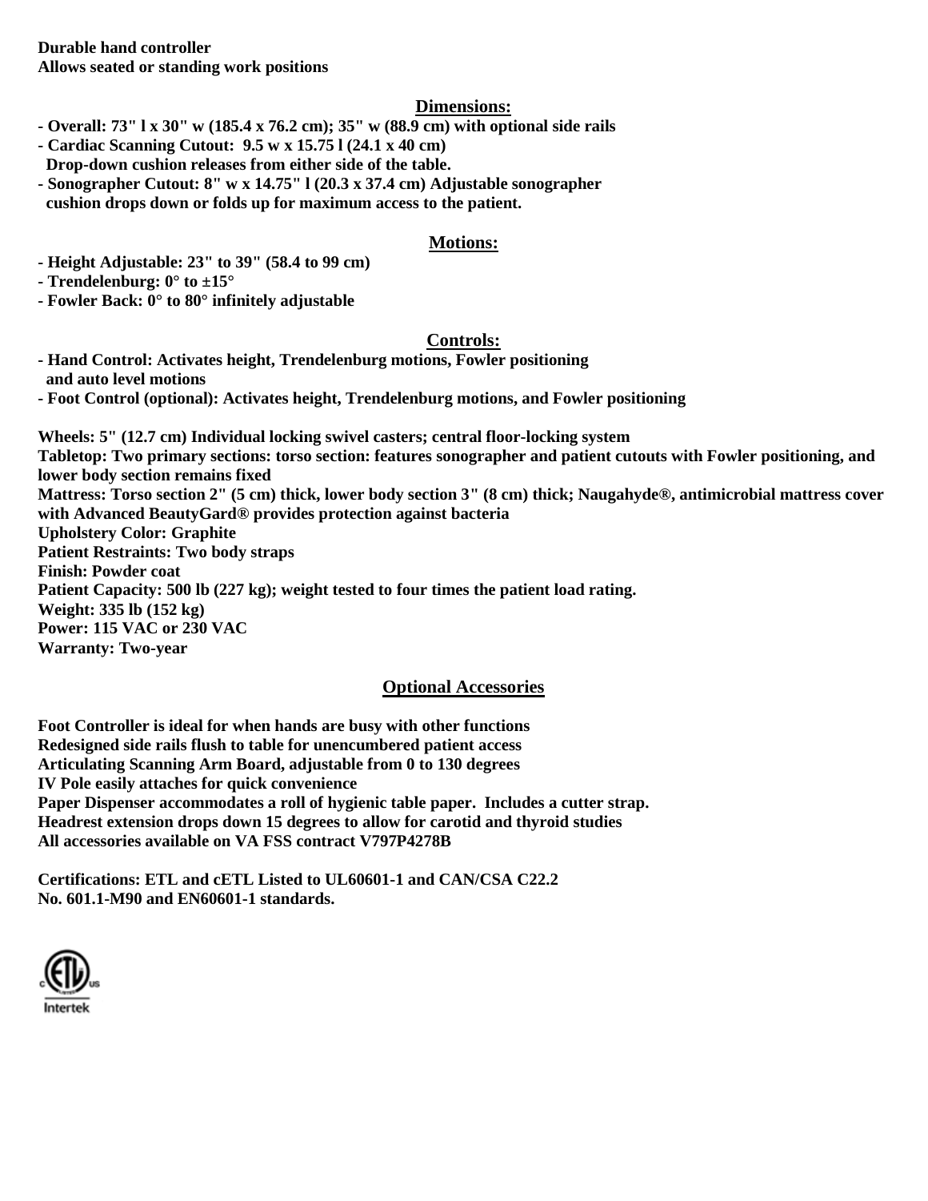**Durable hand controller**
**Allows seated or standing work positions**

## Dimensions:

- **Overall: 73" l x 30" w (185.4 x 76.2 cm); 35" w (88.9 cm) with optional side rails**
- **Cardiac Scanning Cutout: 9.5 w x 15.75 l (24.1 x 40 cm)**
  **Drop-down cushion releases from either side of the table.**
- **Sonographer Cutout: 8" w x 14.75" l (20.3 x 37.4 cm) Adjustable sonographer cushion drops down or folds up for maximum access to the patient.**

## Motions:

- **Height Adjustable: 23" to 39" (58.4 to 99 cm)**
- **Trendelenburg: 0° to ±15°**
- **Fowler Back: 0° to 80° infinitely adjustable**

## Controls:

- **Hand Control: Activates height, Trendelenburg motions, Fowler positioning and auto level motions**
- **Foot Control (optional): Activates height, Trendelenburg motions, and Fowler positioning**

**Wheels: 5" (12.7 cm) Individual locking swivel casters; central floor-locking system**
**Tabletop: Two primary sections: torso section: features sonographer and patient cutouts with Fowler positioning, and lower body section remains fixed**
**Mattress: Torso section 2" (5 cm) thick, lower body section 3" (8 cm) thick; Naugahyde®, antimicrobial mattress cover with Advanced BeautyGard® provides protection against bacteria**
**Upholstery Color: Graphite**
**Patient Restraints: Two body straps**
**Finish: Powder coat**
**Patient Capacity: 500 lb (227 kg); weight tested to four times the patient load rating.**
**Weight: 335 lb (152 kg)**
**Power: 115 VAC or 230 VAC**
**Warranty: Two-year**

## Optional Accessories

**Foot Controller is ideal for when hands are busy with other functions**
**Redesigned side rails flush to table for unencumbered patient access**
**Articulating Scanning Arm Board, adjustable from 0 to 130 degrees**
**IV Pole easily attaches for quick convenience**
**Paper Dispenser accommodates a roll of hygienic table paper. Includes a cutter strap.**
**Headrest extension drops down 15 degrees to allow for carotid and thyroid studies**
**All accessories available on VA FSS contract V797P4278B**

**Certifications: ETL and cETL Listed to UL60601-1 and CAN/CSA C22.2 No. 601.1-M90 and EN60601-1 standards.**

Intertek